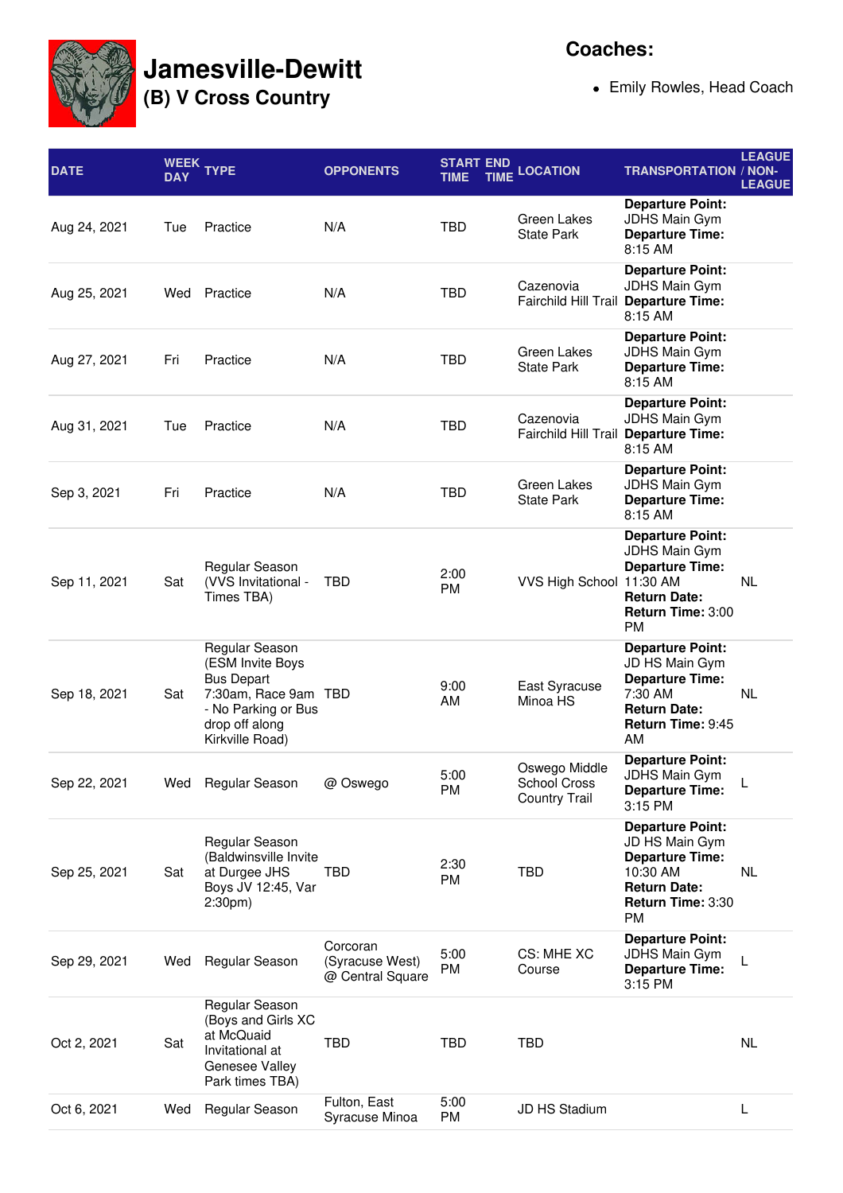# Jamesville-Dewitt

## (B) V Cross Country

**Coaches:**

- Emily Rowles, Head Coach

| DATE | WEEK DAY | TYPE | OPPONENTS | START TIME | END TIME | LOCATION | TRANSPORTATION | LEAGUE / NON-LEAGUE |
|---|---|---|---|---|---|---|---|---|
| Aug 24, 2021 | Tue | Practice | N/A | TBD | | Green Lakes State Park | **Departure Point:** JDHS Main Gym **Departure Time:** 8:15 AM | |
| Aug 25, 2021 | Wed | Practice | N/A | TBD | | Cazenovia Fairchild Hill Trail | **Departure Point:** JDHS Main Gym **Departure Time:** 8:15 AM | |
| Aug 27, 2021 | Fri | Practice | N/A | TBD | | Green Lakes State Park | **Departure Point:** JDHS Main Gym **Departure Time:** 8:15 AM | |
| Aug 31, 2021 | Tue | Practice | N/A | TBD | | Cazenovia Fairchild Hill Trail | **Departure Point:** JDHS Main Gym **Departure Time:** 8:15 AM | |
| Sep 3, 2021 | Fri | Practice | N/A | TBD | | Green Lakes State Park | **Departure Point:** JDHS Main Gym **Departure Time:** 8:15 AM | |
| Sep 11, 2021 | Sat | Regular Season (VVS Invitational - Times TBA) | TBD | 2:00 PM | | VVS High School | **Departure Point:** JDHS Main Gym **Departure Time:** 11:30 AM **Return Date:** **Return Time:** 3:00 PM | NL |
| Sep 18, 2021 | Sat | Regular Season (ESM Invite Boys Bus Depart 7:30am, Race 9am - No Parking or Bus drop off along Kirkville Road) | TBD | 9:00 AM | | East Syracuse Minoa HS | **Departure Point:** JD HS Main Gym **Departure Time:** 7:30 AM **Return Date:** **Return Time:** 9:45 AM | NL |
| Sep 22, 2021 | Wed | Regular Season | @ Oswego | 5:00 PM | | Oswego Middle School Cross Country Trail | **Departure Point:** JDHS Main Gym **Departure Time:** 3:15 PM | L |
| Sep 25, 2021 | Sat | Regular Season (Baldwinsville Invite at Durgee JHS Boys JV 12:45, Var 2:30pm) | TBD | 2:30 PM | | TBD | **Departure Point:** JD HS Main Gym **Departure Time:** 10:30 AM **Return Date:** **Return Time:** 3:30 PM | NL |
| Sep 29, 2021 | Wed | Regular Season | Corcoran (Syracuse West) @ Central Square | 5:00 PM | | CS: MHE XC Course | **Departure Point:** JDHS Main Gym **Departure Time:** 3:15 PM | L |
| Oct 2, 2021 | Sat | Regular Season (Boys and Girls XC at McQuaid Invitational at Genesee Valley Park times TBA) | TBD | TBD | | TBD | | NL |
| Oct 6, 2021 | Wed | Regular Season | Fulton, East Syracuse Minoa | 5:00 PM | | JD HS Stadium | | L |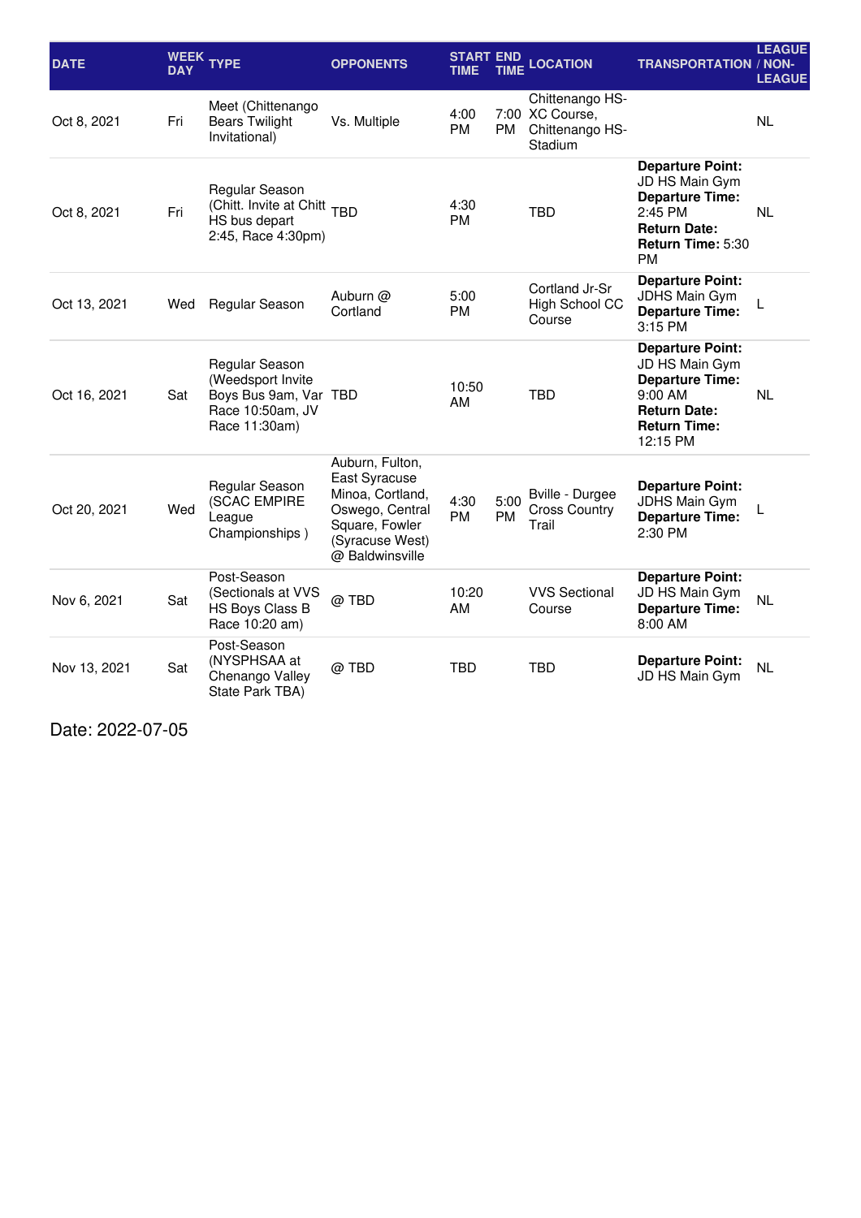| DATE | WEEK DAY | TYPE | OPPONENTS | START TIME | END TIME | LOCATION | TRANSPORTATION | LEAGUE / NON-LEAGUE |
|---|---|---|---|---|---|---|---|---|
| Oct 8, 2021 | Fri | Meet (Chittenango Bears Twilight Invitational) | Vs. Multiple | 4:00 PM | 7:00 PM | Chittenango HS-XC Course, Chittenango HS-Stadium | | NL |
| Oct 8, 2021 | Fri | Regular Season (Chitt. Invite at Chitt HS bus depart 2:45, Race 4:30pm) | TBD | 4:30 PM | | TBD | **Departure Point:** JD HS Main Gym **Departure Time:** 2:45 PM **Return Date:** **Return Time:** 5:30 PM | NL |
| Oct 13, 2021 | Wed | Regular Season | Auburn @ Cortland | 5:00 PM | | Cortland Jr-Sr High School CC Course | **Departure Point:** JDHS Main Gym **Departure Time:** 3:15 PM | L |
| Oct 16, 2021 | Sat | Regular Season (Weedsport Invite Boys Bus 9am, Var Race 10:50am, JV Race 11:30am) | TBD | 10:50 AM | | TBD | **Departure Point:** JD HS Main Gym **Departure Time:** 9:00 AM **Return Date:** **Return Time:** 12:15 PM | NL |
| Oct 20, 2021 | Wed | Regular Season (SCAC EMPIRE League Championships ) | Auburn, Fulton, East Syracuse Minoa, Cortland, Oswego, Central Square, Fowler (Syracuse West) @ Baldwinsville | 4:30 PM | 5:00 PM | Bville - Durgee Cross Country Trail | **Departure Point:** JDHS Main Gym **Departure Time:** 2:30 PM | L |
| Nov 6, 2021 | Sat | Post-Season (Sectionals at VVS HS Boys Class B Race 10:20 am) | @ TBD | 10:20 AM | | VVS Sectional Course | **Departure Point:** JD HS Main Gym **Departure Time:** 8:00 AM | NL |
| Nov 13, 2021 | Sat | Post-Season (NYSPHSAA at Chenango Valley State Park TBA) | @ TBD | TBD | | TBD | **Departure Point:** JD HS Main Gym | NL |

Date: 2022-07-05